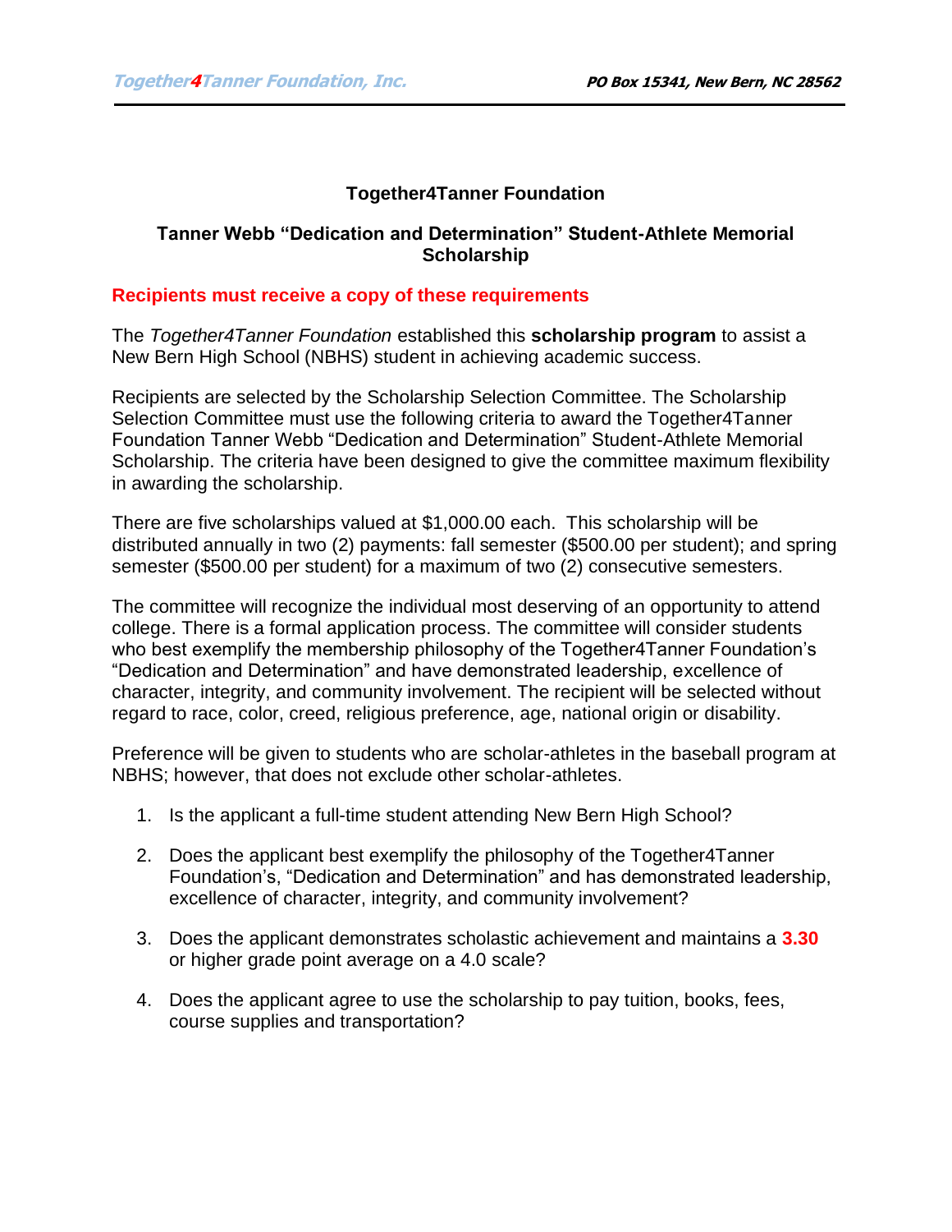**Together4Tanner Foundation**

**Tanner Webb "Dedication and Determination" Student-Athlete Memorial Scholarship**

**Recipients must receive a copy of these requirements**

The *Together4Tanner Foundation* established this **scholarship program** to assist a New Bern High School (NBHS) student in achieving academic success.

Recipients are selected by the Scholarship Selection Committee. The Scholarship Selection Committee must use the following criteria to award the Together4Tanner Foundation Tanner Webb "Dedication and Determination" Student-Athlete Memorial Scholarship. The criteria have been designed to give the committee maximum flexibility in awarding the scholarship.

There are five scholarships valued at $1,000.00 each. This scholarship will be distributed annually in two (2) payments: fall semester ($500.00 per student); and spring semester ($500.00 per student) for a maximum of two (2) consecutive semesters.

The committee will recognize the individual most deserving of an opportunity to attend college. There is a formal application process. The committee will consider students who best exemplify the membership philosophy of the Together4Tanner Foundation's "Dedication and Determination" and have demonstrated leadership, excellence of character, integrity, and community involvement. The recipient will be selected without regard to race, color, creed, religious preference, age, national origin or disability.

Preference will be given to students who are scholar-athletes in the baseball program at NBHS; however, that does not exclude other scholar-athletes.

1. Is the applicant a full-time student attending New Bern High School?
2. Does the applicant best exemplify the philosophy of the Together4Tanner Foundation's, "Dedication and Determination" and has demonstrated leadership, excellence of character, integrity, and community involvement?
3. Does the applicant demonstrates scholastic achievement and maintains a **3.30** or higher grade point average on a 4.0 scale?
4. Does the applicant agree to use the scholarship to pay tuition, books, fees, course supplies and transportation?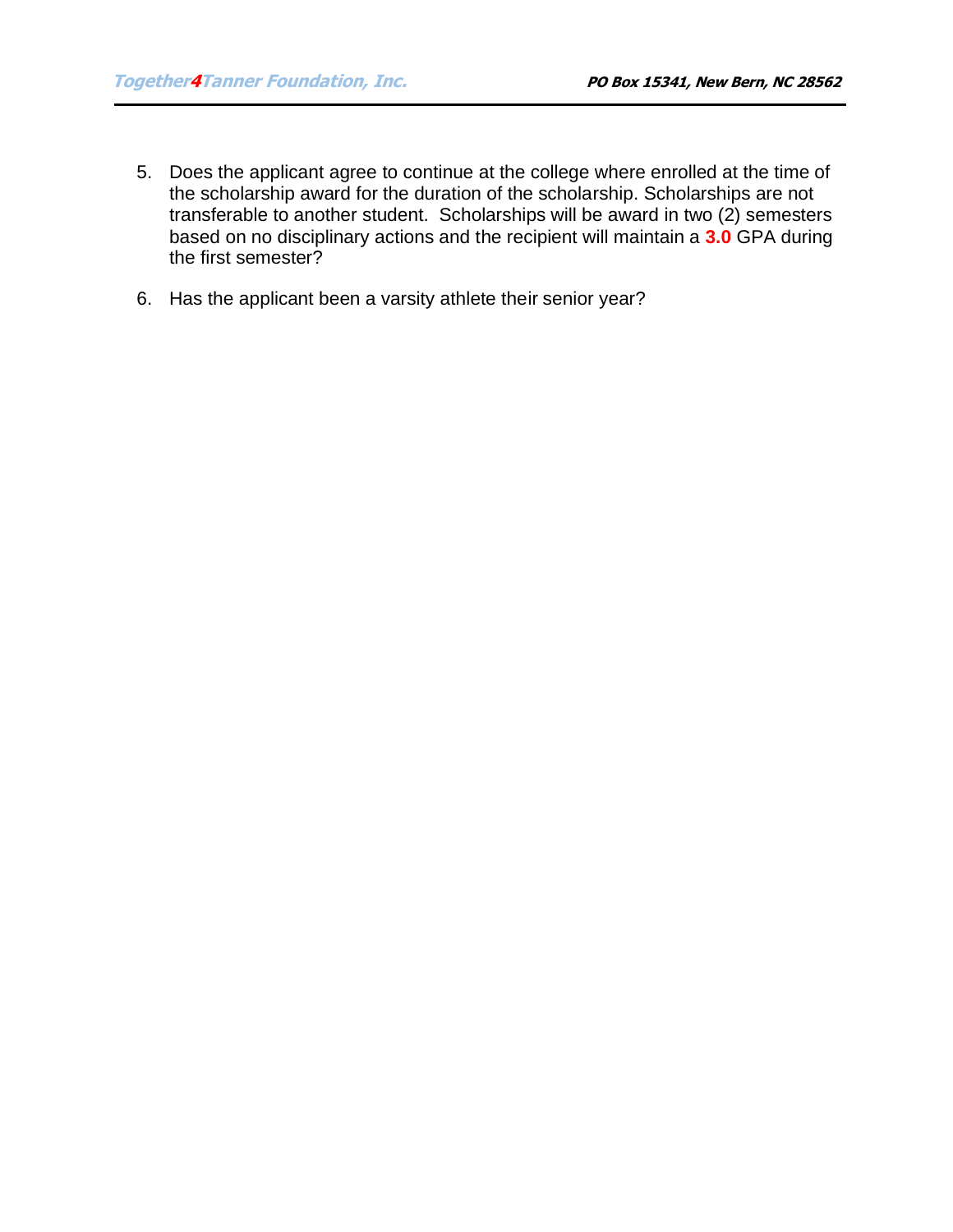5. Does the applicant agree to continue at the college where enrolled at the time of the scholarship award for the duration of the scholarship. Scholarships are not transferable to another student. Scholarships will be award in two (2) semesters based on no disciplinary actions and the recipient will maintain a **3.0** GPA during the first semester?

6. Has the applicant been a varsity athlete their senior year?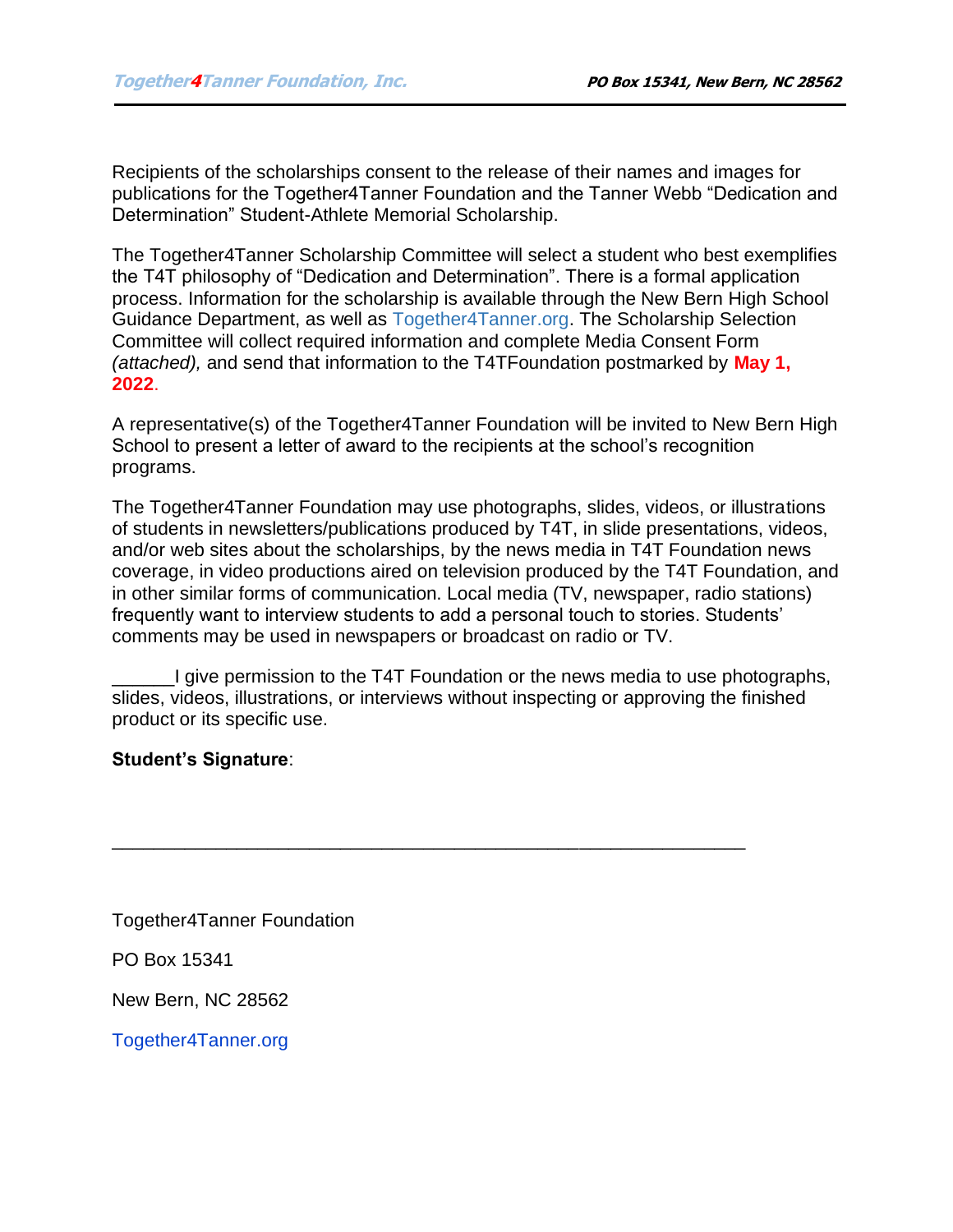Recipients of the scholarships consent to the release of their names and images for publications for the Together4Tanner Foundation and the Tanner Webb "Dedication and Determination" Student-Athlete Memorial Scholarship.

The Together4Tanner Scholarship Committee will select a student who best exemplifies the T4T philosophy of "Dedication and Determination". There is a formal application process. Information for the scholarship is available through the New Bern High School Guidance Department, as well as Together4Tanner.org. The Scholarship Selection Committee will collect required information and complete Media Consent Form *(attached),* and send that information to the T4TFoundation postmarked by **May 1, 2022**.

A representative(s) of the Together4Tanner Foundation will be invited to New Bern High School to present a letter of award to the recipients at the school's recognition programs.

The Together4Tanner Foundation may use photographs, slides, videos, or illustrations of students in newsletters/publications produced by T4T, in slide presentations, videos, and/or web sites about the scholarships, by the news media in T4T Foundation news coverage, in video productions aired on television produced by the T4T Foundation, and in other similar forms of communication. Local media (TV, newspaper, radio stations) frequently want to interview students to add a personal touch to stories. Students' comments may be used in newspapers or broadcast on radio or TV.

______I give permission to the T4T Foundation or the news media to use photographs, slides, videos, illustrations, or interviews without inspecting or approving the finished product or its specific use.

**Student's Signature**:

_______________________________________________________________

Together4Tanner Foundation

PO Box 15341

New Bern, NC 28562

Together4Tanner.org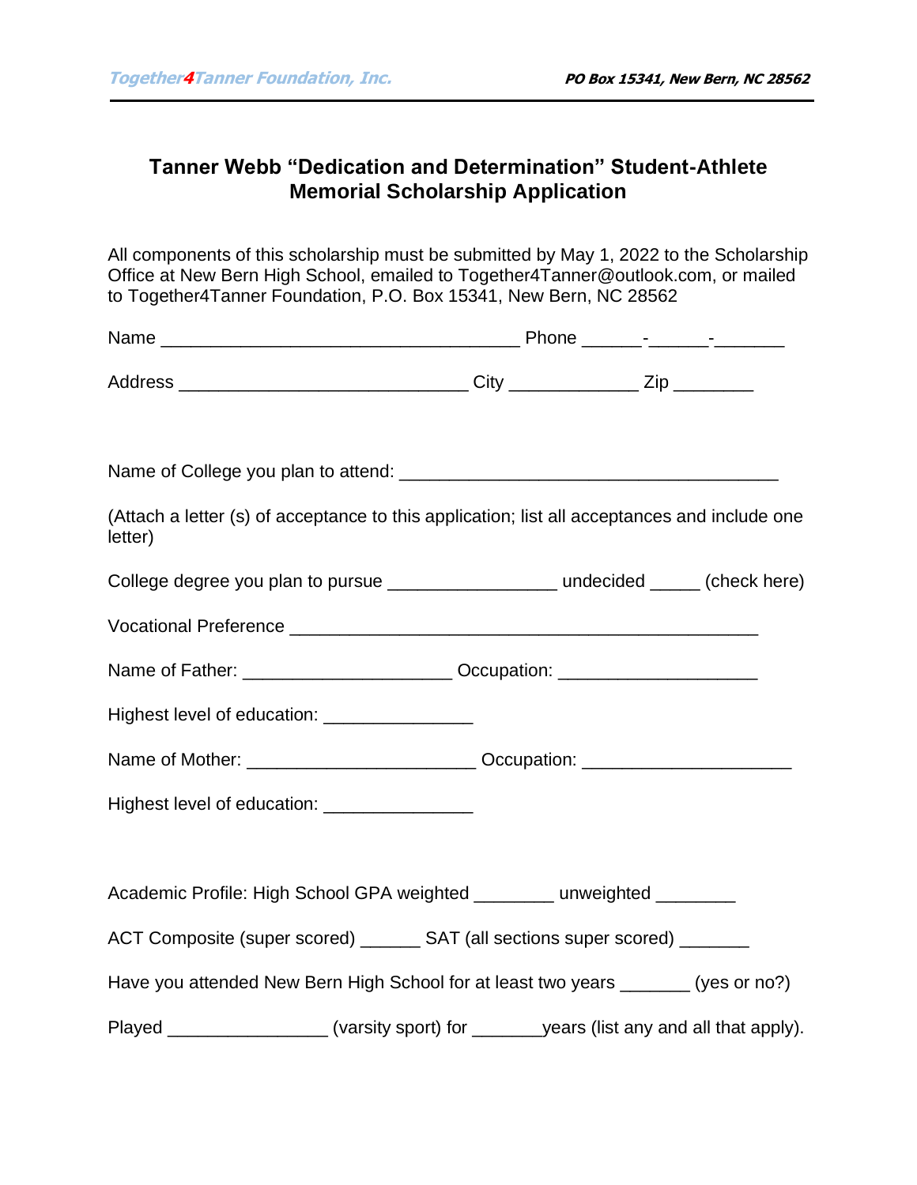## Tanner Webb "Dedication and Determination" Student-Athlete Memorial Scholarship Application

All components of this scholarship must be submitted by May 1, 2022 to the Scholarship Office at New Bern High School, emailed to Together4Tanner@outlook.com, or mailed to Together4Tanner Foundation, P.O. Box 15341, New Bern, NC 28562

Name ____________________________________ Phone ______-______-_______

Address _____________________________ City _____________ Zip ________

Name of College you plan to attend: ______________________________________

(Attach a letter (s) of acceptance to this application; list all acceptances and include one letter)

College degree you plan to pursue _________________ undecided _____ (check here)

Vocational Preference _______________________________________________

Name of Father: _____________________ Occupation: ____________________

Highest level of education: _______________

Name of Mother: _______________________ Occupation: _____________________

Highest level of education: _______________

Academic Profile: High School GPA weighted ________ unweighted ________

ACT Composite (super scored) ______ SAT (all sections super scored) _______

Have you attended New Bern High School for at least two years _______ (yes or no?)

Played ________________ (varsity sport) for _______years (list any and all that apply).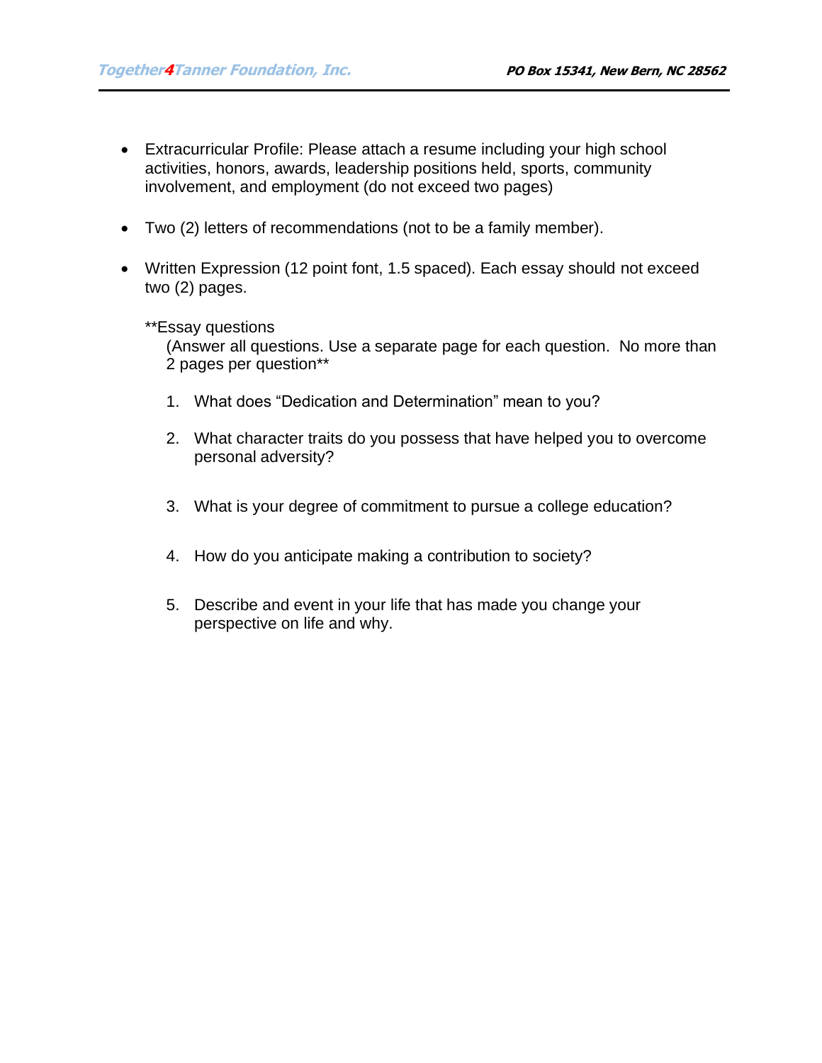- Extracurricular Profile: Please attach a resume including your high school activities, honors, awards, leadership positions held, sports, community involvement, and employment (do not exceed two pages)

- Two (2) letters of recommendations (not to be a family member).

- Written Expression (12 point font, 1.5 spaced). Each essay should not exceed two (2) pages.

  **Essay questions
  (Answer all questions. Use a separate page for each question. No more than 2 pages per question**

  1. What does "Dedication and Determination" mean to you?

  2. What character traits do you possess that have helped you to overcome personal adversity?

  3. What is your degree of commitment to pursue a college education?

  4. How do you anticipate making a contribution to society?

  5. Describe and event in your life that has made you change your perspective on life and why.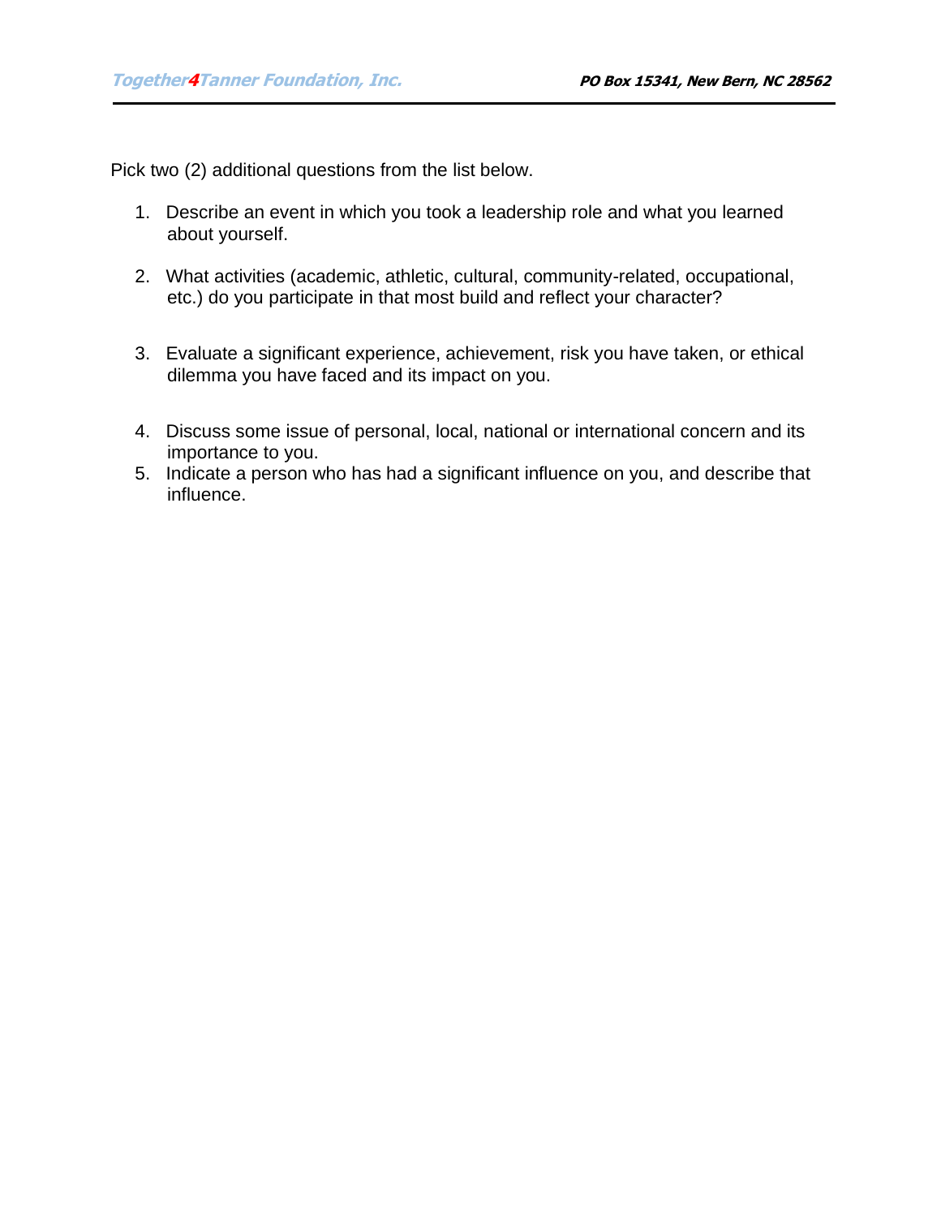Pick two (2) additional questions from the list below.

1. Describe an event in which you took a leadership role and what you learned about yourself.

2. What activities (academic, athletic, cultural, community-related, occupational, etc.) do you participate in that most build and reflect your character?

3. Evaluate a significant experience, achievement, risk you have taken, or ethical dilemma you have faced and its impact on you.

4. Discuss some issue of personal, local, national or international concern and its importance to you.
5. Indicate a person who has had a significant influence on you, and describe that influence.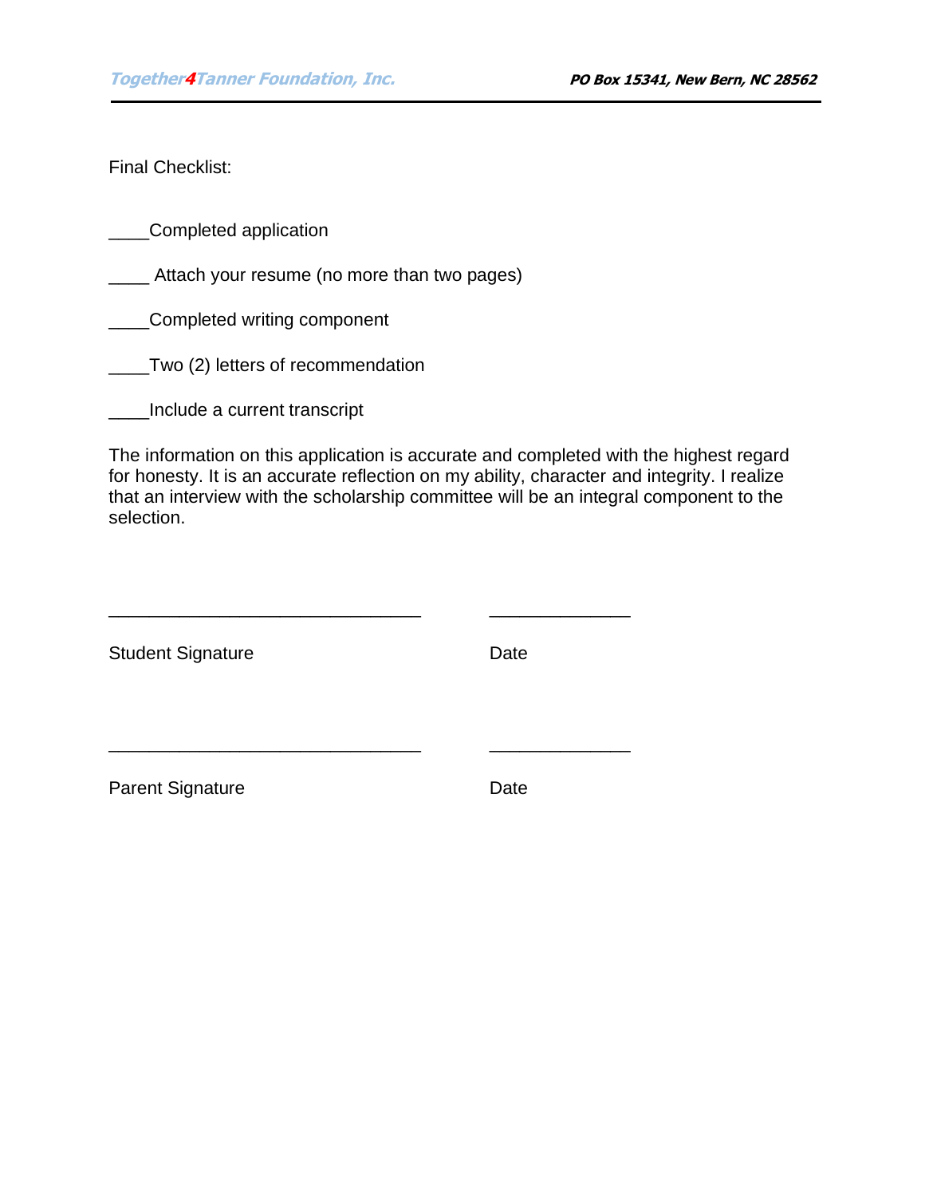Final Checklist:

____Completed application

____ Attach your resume (no more than two pages)

____Completed writing component

____Two (2) letters of recommendation

____Include a current transcript

The information on this application is accurate and completed with the highest regard for honesty. It is an accurate reflection on my ability, character and integrity. I realize that an interview with the scholarship committee will be an integral component to the selection.

_______________________________ &nbsp;&nbsp;&nbsp;&nbsp;&nbsp;&nbsp; ______________

Student Signature &nbsp;&nbsp;&nbsp;&nbsp;&nbsp;&nbsp; Date

_______________________________ &nbsp;&nbsp;&nbsp;&nbsp;&nbsp;&nbsp; ______________

Parent Signature &nbsp;&nbsp;&nbsp;&nbsp;&nbsp;&nbsp; Date